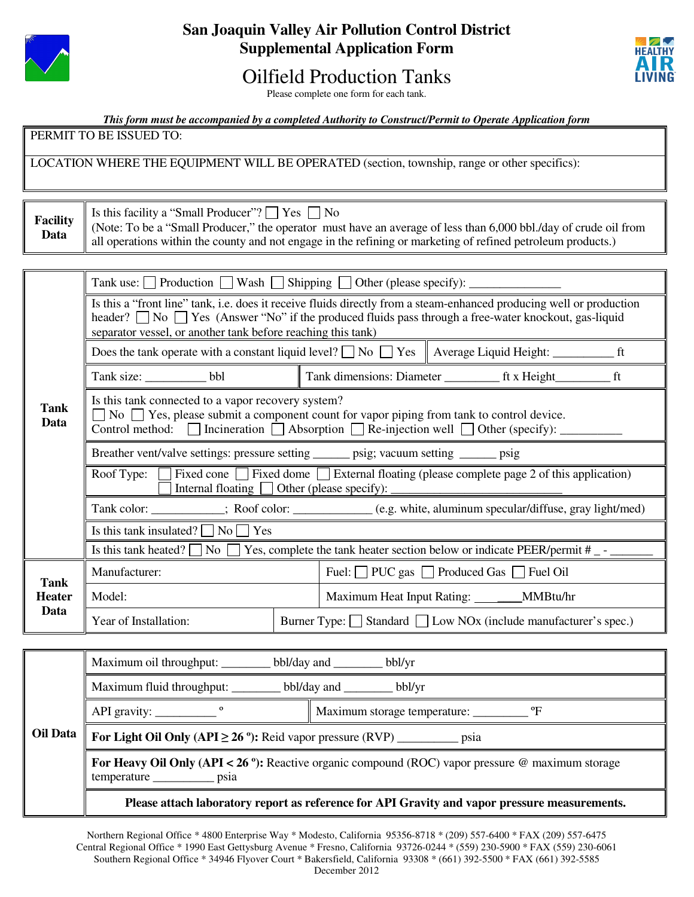# San Joaquin Valley Air Pollution Control District
## Supplemental Application Form

# Oilfield Production Tanks

Please complete one form for each tank.

***This form must be accompanied by a completed Authority to Construct/Permit to Operate Application form***

| |
|---|
| PERMIT TO BE ISSUED TO: |
| LOCATION WHERE THE EQUIPMENT WILL BE OPERATED (section, township, range or other specifics): |

| | |
|---|---|
| **Facility Data** | Is this facility a "Small Producer"? ☐ Yes ☐ No<br>(Note: To be a "Small Producer," the operator must have an average of less than 6,000 bbl./day of crude oil from all operations within the county and not engage in the refining or marketing of refined petroleum products.) |

| | | |
|---|---|---|
| **Tank Data** | Tank use: ☐ Production ☐ Wash ☐ Shipping ☐ Other (please specify): _______________ | |
| | Is this a "front line" tank, i.e. does it receive fluids directly from a steam-enhanced producing well or production header? ☐ No ☐ Yes (Answer "No" if the produced fluids pass through a free-water knockout, gas-liquid separator vessel, or another tank before reaching this tank) | |
| | Does the tank operate with a constant liquid level? ☐ No ☐ Yes | Average Liquid Height: __________ ft |
| | Tank size: __________ bbl | Tank dimensions: Diameter _________ ft x Height_________ ft |
| | Is this tank connected to a vapor recovery system?<br>☐ No ☐ Yes, please submit a component count for vapor piping from tank to control device.<br>Control method: ☐ Incineration ☐ Absorption ☐ Re-injection well ☐ Other (specify): __________ | |
| | Breather vent/valve settings: pressure setting ______ psig; vacuum setting ______ psig | |
| | Roof Type: ☐ Fixed cone ☐ Fixed dome ☐ External floating (please complete page 2 of this application)<br>☐ Internal floating ☐ Other (please specify): ____________________________ | |
| | Tank color: ____________; Roof color: _____________ (e.g. white, aluminum specular/diffuse, gray light/med) | |
| | Is this tank insulated? ☐ No ☐ Yes | |
| | Is this tank heated? ☐ No ☐ Yes, complete the tank heater section below or indicate PEER/permit # _ - _______ | |
| **Tank Heater Data** | Manufacturer: | Fuel: ☐ PUC gas ☐ Produced Gas ☐ Fuel Oil |
| | Model: | Maximum Heat Input Rating: ________MMBtu/hr |
| | Year of Installation: | Burner Type: ☐ Standard ☐ Low NOx (include manufacturer's spec.) |

| | | |
|---|---|---|
| **Oil Data** | Maximum oil throughput: ________ bbl/day and ________ bbl/yr | |
| | Maximum fluid throughput: ________ bbl/day and ________ bbl/yr | |
| | API gravity: __________ º | Maximum storage temperature: _________ ºF |
| | **For Light Oil Only (API ≥ 26 º):** Reid vapor pressure (RVP) __________ psia | |
| | **For Heavy Oil Only (API < 26 º):** Reactive organic compound (ROC) vapor pressure @ maximum storage temperature __________ psia | |
| | **Please attach laboratory report as reference for API Gravity and vapor pressure measurements.** | |

Northern Regional Office * 4800 Enterprise Way * Modesto, California 95356-8718 * (209) 557-6400 * FAX (209) 557-6475
Central Regional Office * 1990 East Gettysburg Avenue * Fresno, California 93726-0244 * (559) 230-5900 * FAX (559) 230-6061
Southern Regional Office * 34946 Flyover Court * Bakersfield, California 93308 * (661) 392-5500 * FAX (661) 392-5585
December 2012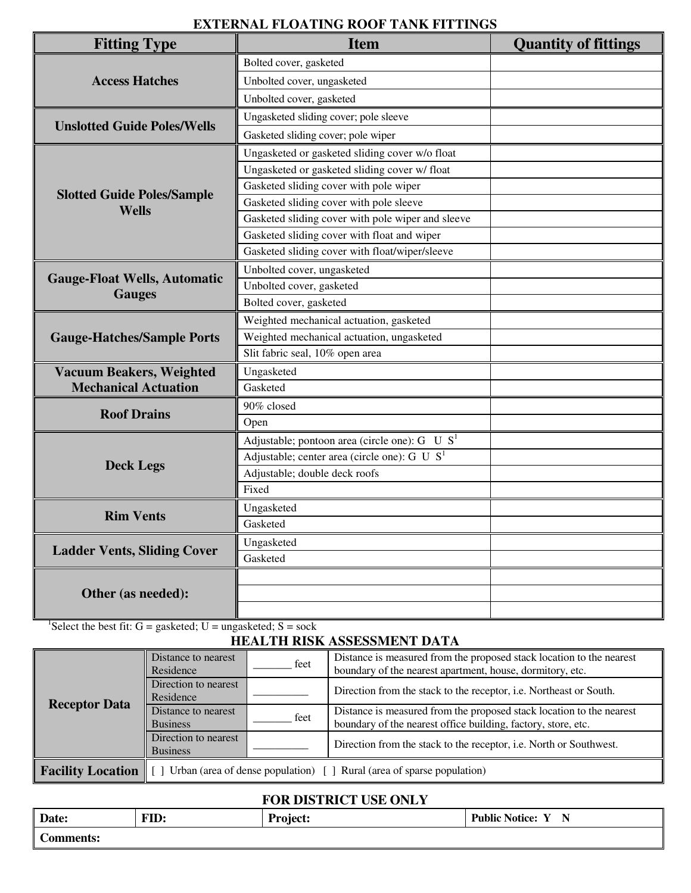## EXTERNAL FLOATING ROOF TANK FITTINGS

| Fitting Type | Item | Quantity of fittings |
|---|---|---|
| **Access Hatches** | Bolted cover, gasketed | |
| | Unbolted cover, ungasketed | |
| | Unbolted cover, gasketed | |
| **Unslotted Guide Poles/Wells** | Ungasketed sliding cover; pole sleeve | |
| | Gasketed sliding cover; pole wiper | |
| **Slotted Guide Poles/Sample Wells** | Ungasketed or gasketed sliding cover w/o float | |
| | Ungasketed or gasketed sliding cover w/ float | |
| | Gasketed sliding cover with pole wiper | |
| | Gasketed sliding cover with pole sleeve | |
| | Gasketed sliding cover with pole wiper and sleeve | |
| | Gasketed sliding cover with float and wiper | |
| | Gasketed sliding cover with float/wiper/sleeve | |
| **Gauge-Float Wells, Automatic Gauges** | Unbolted cover, ungasketed | |
| | Unbolted cover, gasketed | |
| | Bolted cover, gasketed | |
| **Gauge-Hatches/Sample Ports** | Weighted mechanical actuation, gasketed | |
| | Weighted mechanical actuation, ungasketed | |
| | Slit fabric seal, 10% open area | |
| **Vacuum Beakers, Weighted Mechanical Actuation** | Ungasketed | |
| | Gasketed | |
| **Roof Drains** | 90% closed | |
| | Open | |
| **Deck Legs** | Adjustable; pontoon area (circle one): G U S[1] | |
| | Adjustable; center area (circle one): G U S[1] | |
| | Adjustable; double deck roofs | |
| | Fixed | |
| **Rim Vents** | Ungasketed | |
| | Gasketed | |
| **Ladder Vents, Sliding Cover** | Ungasketed | |
| | Gasketed | |
| **Other (as needed):** | | |
| | | |
| | | |

[1]Select the best fit: G = gasketed; U = ungasketed; S = sock

## HEALTH RISK ASSESSMENT DATA

| | | | |
|---|---|---|---|
| **Receptor Data** | Distance to nearest Residence | _______ feet | Distance is measured from the proposed stack location to the nearest boundary of the nearest apartment, house, dormitory, etc. |
| | Direction to nearest Residence | __________ | Direction from the stack to the receptor, i.e. Northeast or South. |
| | Distance to nearest Business | _______ feet | Distance is measured from the proposed stack location to the nearest boundary of the nearest office building, factory, store, etc. |
| | Direction to nearest Business | __________ | Direction from the stack to the receptor, i.e. North or Southwest. |
| **Facility Location** | [ ] Urban (area of dense population) [ ] Rural (area of sparse population) | | |

## FOR DISTRICT USE ONLY

| | | | |
|---|---|---|---|
| **Date:** | **FID:** | **Project:** | **Public Notice: Y N** |
| **Comments:** | | | |